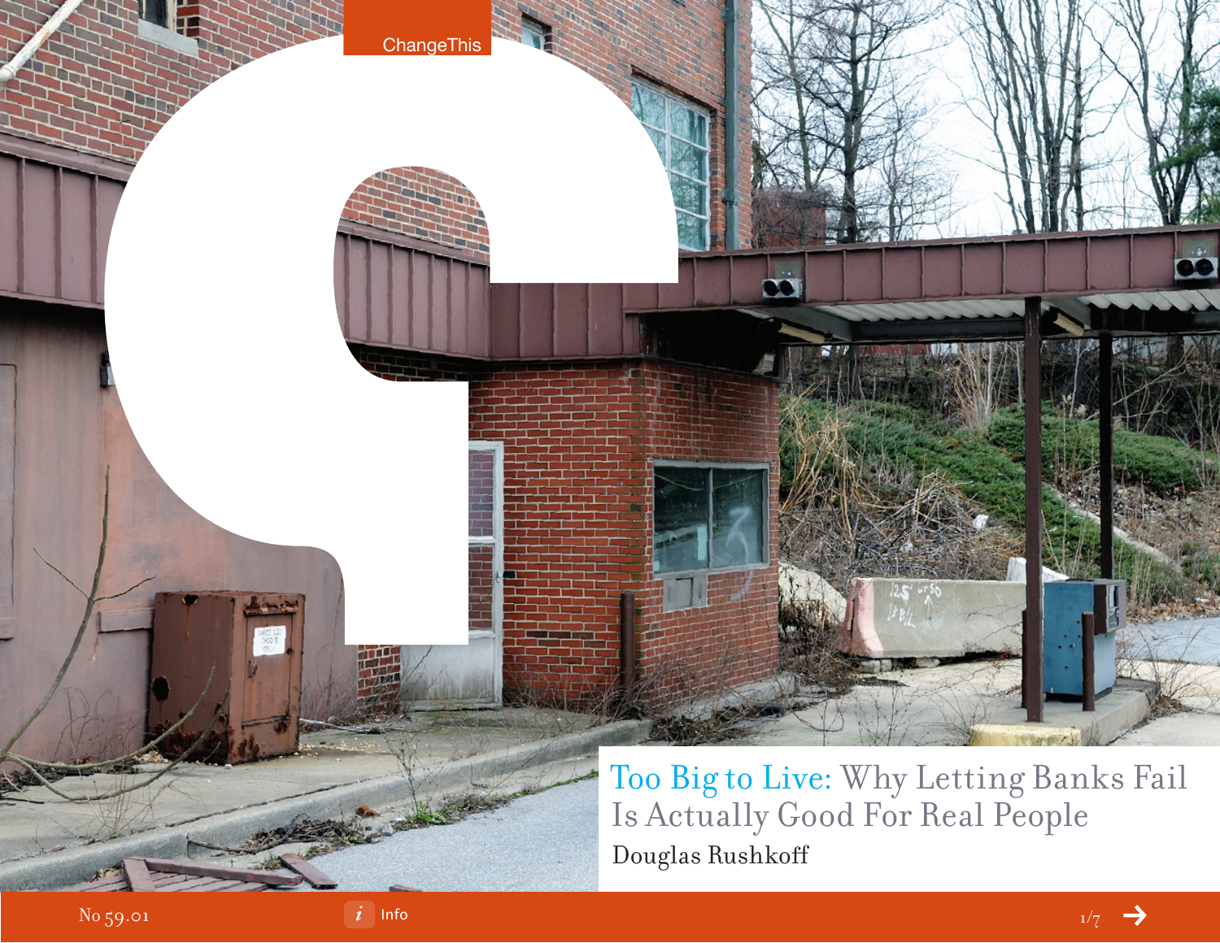# Too Big to Live: Why Letting Banks Fail Is Actually Good For Real People

Douglas Rushkoff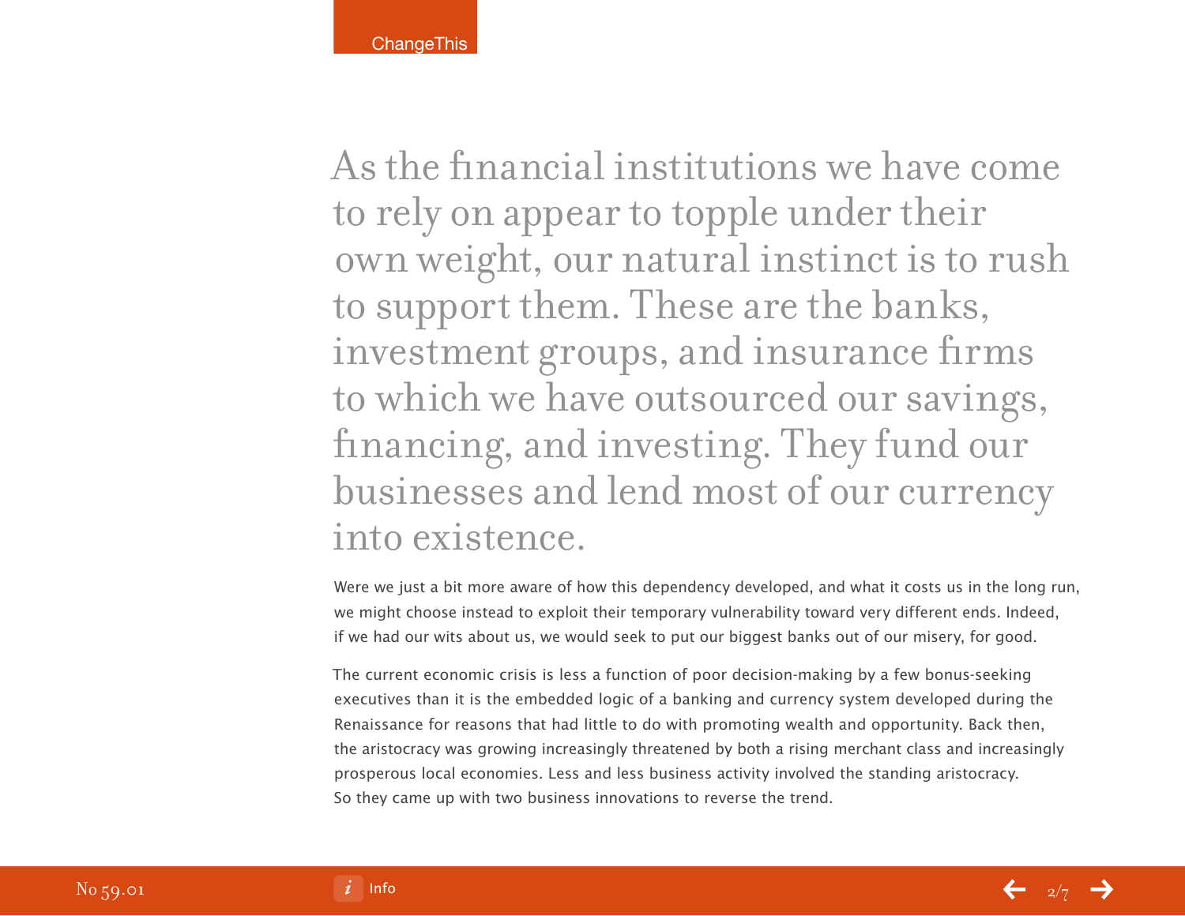As the financial institutions we have come to rely on appear to topple under their own weight, our natural instinct is to rush to support them. These are the banks, investment groups, and insurance firms to which we have outsourced our savings, financing, and investing. They fund our businesses and lend most of our currency into existence.

Were we just a bit more aware of how this dependency developed, and what it costs us in the long run, we might choose instead to exploit their temporary vulnerability toward very different ends. Indeed, if we had our wits about us, we would seek to put our biggest banks out of our misery, for good.

The current economic crisis is less a function of poor decision-making by a few bonus-seeking executives than it is the embedded logic of a banking and currency system developed during the Renaissance for reasons that had little to do with promoting wealth and opportunity. Back then, the aristocracy was growing increasingly threatened by both a rising merchant class and increasingly prosperous local economies. Less and less business activity involved the standing aristocracy. So they came up with two business innovations to reverse the trend.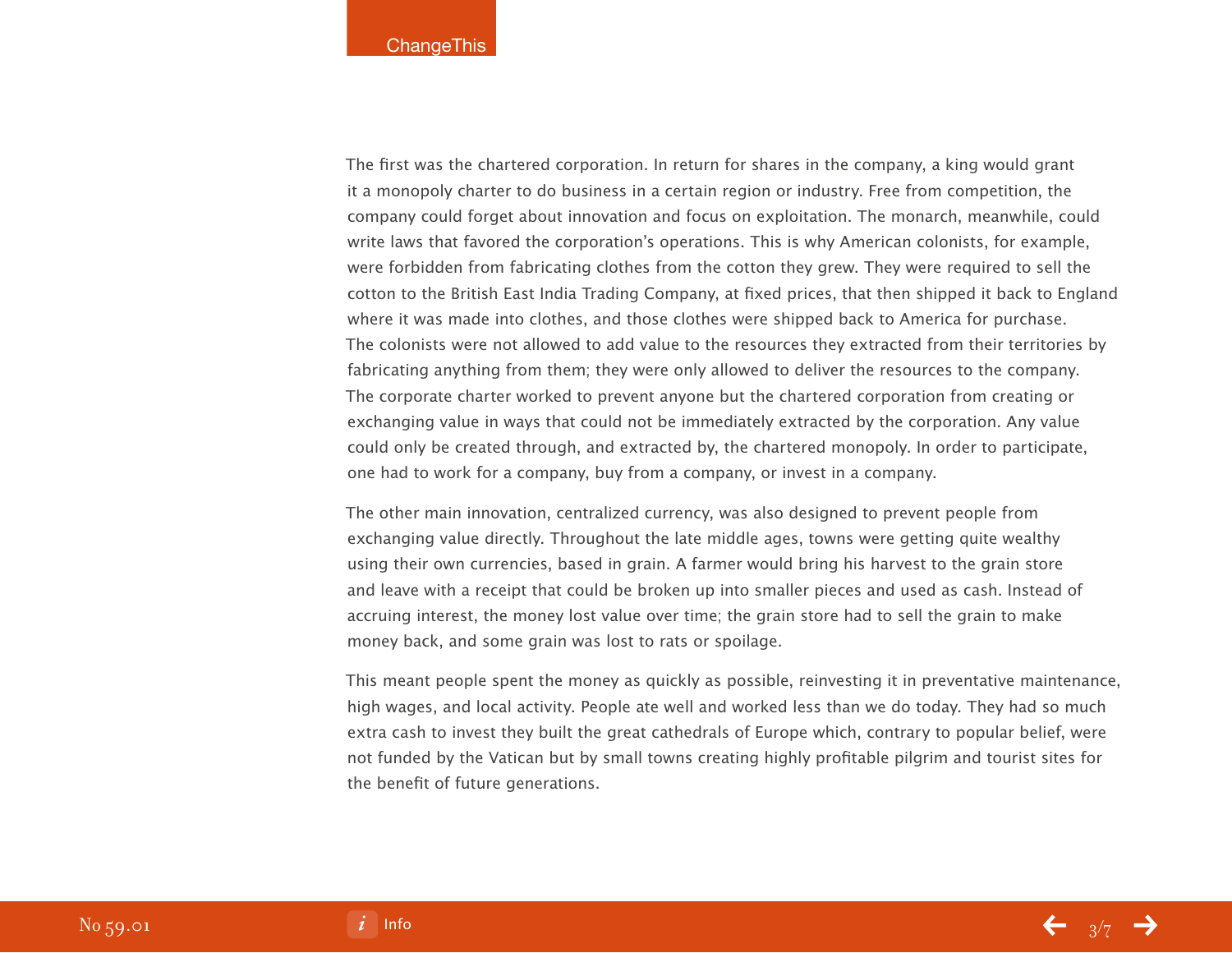The first was the chartered corporation. In return for shares in the company, a king would grant it a monopoly charter to do business in a certain region or industry. Free from competition, the company could forget about innovation and focus on exploitation. The monarch, meanwhile, could write laws that favored the corporation's operations. This is why American colonists, for example, were forbidden from fabricating clothes from the cotton they grew. They were required to sell the cotton to the British East India Trading Company, at fixed prices, that then shipped it back to England where it was made into clothes, and those clothes were shipped back to America for purchase. The colonists were not allowed to add value to the resources they extracted from their territories by fabricating anything from them; they were only allowed to deliver the resources to the company. The corporate charter worked to prevent anyone but the chartered corporation from creating or exchanging value in ways that could not be immediately extracted by the corporation. Any value could only be created through, and extracted by, the chartered monopoly. In order to participate, one had to work for a company, buy from a company, or invest in a company.

The other main innovation, centralized currency, was also designed to prevent people from exchanging value directly. Throughout the late middle ages, towns were getting quite wealthy using their own currencies, based in grain. A farmer would bring his harvest to the grain store and leave with a receipt that could be broken up into smaller pieces and used as cash. Instead of accruing interest, the money lost value over time; the grain store had to sell the grain to make money back, and some grain was lost to rats or spoilage.

This meant people spent the money as quickly as possible, reinvesting it in preventative maintenance, high wages, and local activity. People ate well and worked less than we do today. They had so much extra cash to invest they built the great cathedrals of Europe which, contrary to popular belief, were not funded by the Vatican but by small towns creating highly profitable pilgrim and tourist sites for the benefit of future generations.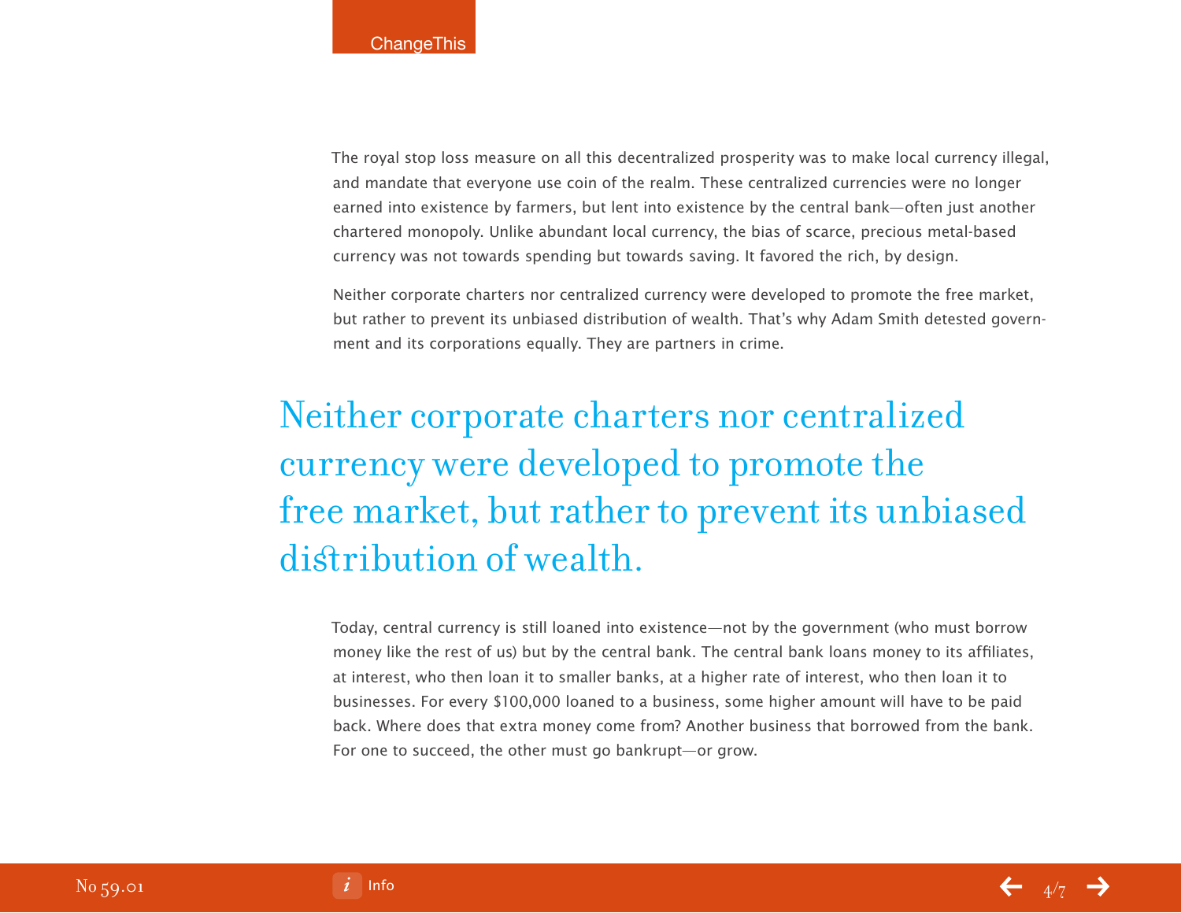The royal stop loss measure on all this decentralized prosperity was to make local currency illegal, and mandate that everyone use coin of the realm. These centralized currencies were no longer earned into existence by farmers, but lent into existence by the central bank—often just another chartered monopoly. Unlike abundant local currency, the bias of scarce, precious metal-based currency was not towards spending but towards saving. It favored the rich, by design.

Neither corporate charters nor centralized currency were developed to promote the free market, but rather to prevent its unbiased distribution of wealth. That's why Adam Smith detested government and its corporations equally. They are partners in crime.

> Neither corporate charters nor centralized currency were developed to promote the free market, but rather to prevent its unbiased distribution of wealth.

Today, central currency is still loaned into existence—not by the government (who must borrow money like the rest of us) but by the central bank. The central bank loans money to its affiliates, at interest, who then loan it to smaller banks, at a higher rate of interest, who then loan it to businesses. For every $100,000 loaned to a business, some higher amount will have to be paid back. Where does that extra money come from? Another business that borrowed from the bank. For one to succeed, the other must go bankrupt—or grow.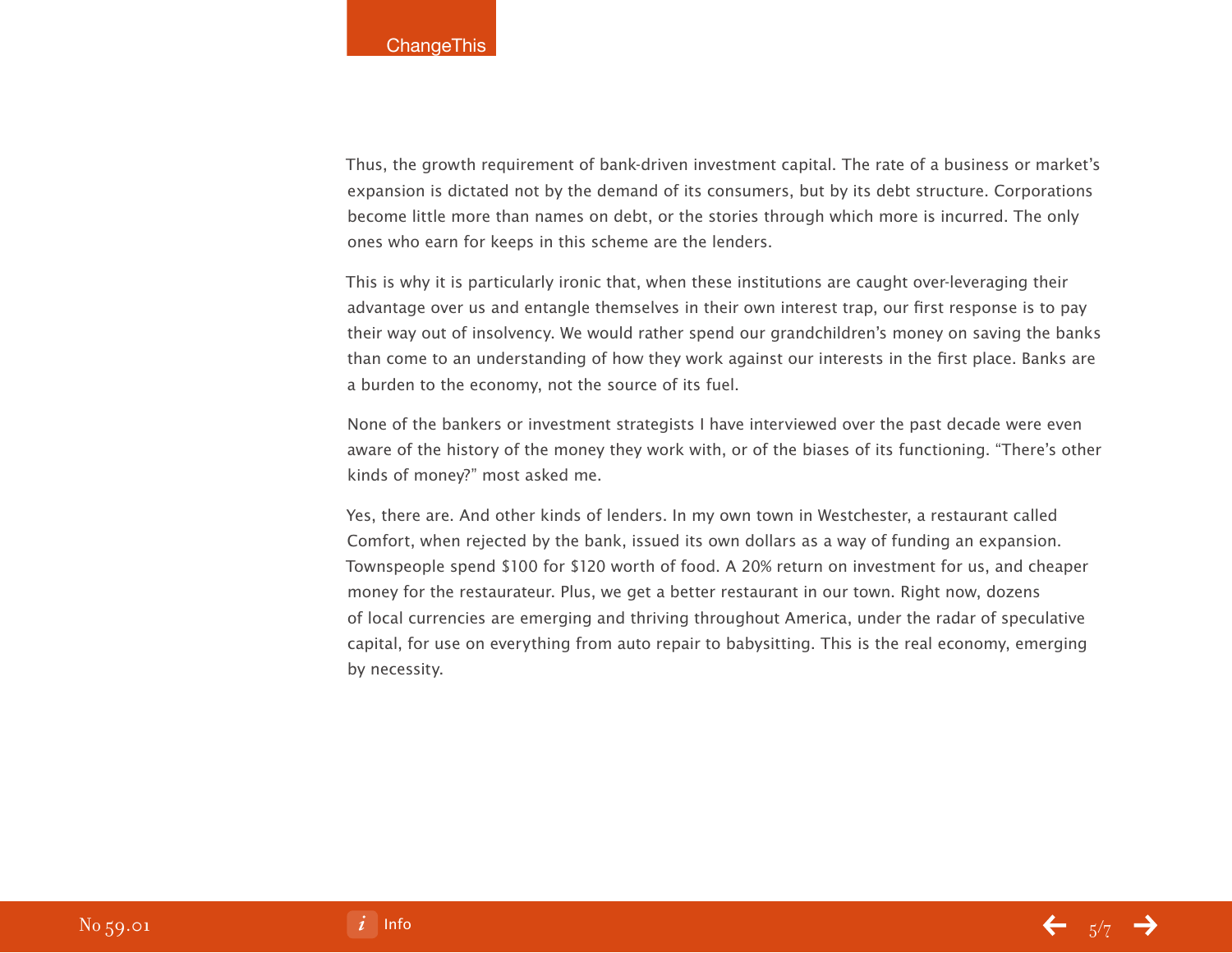Thus, the growth requirement of bank-driven investment capital. The rate of a business or market's expansion is dictated not by the demand of its consumers, but by its debt structure. Corporations become little more than names on debt, or the stories through which more is incurred. The only ones who earn for keeps in this scheme are the lenders.

This is why it is particularly ironic that, when these institutions are caught over-leveraging their advantage over us and entangle themselves in their own interest trap, our first response is to pay their way out of insolvency. We would rather spend our grandchildren's money on saving the banks than come to an understanding of how they work against our interests in the first place. Banks are a burden to the economy, not the source of its fuel.

None of the bankers or investment strategists I have interviewed over the past decade were even aware of the history of the money they work with, or of the biases of its functioning. "There's other kinds of money?" most asked me.

Yes, there are. And other kinds of lenders. In my own town in Westchester, a restaurant called Comfort, when rejected by the bank, issued its own dollars as a way of funding an expansion. Townspeople spend $100 for $120 worth of food. A 20% return on investment for us, and cheaper money for the restaurateur. Plus, we get a better restaurant in our town. Right now, dozens of local currencies are emerging and thriving throughout America, under the radar of speculative capital, for use on everything from auto repair to babysitting. This is the real economy, emerging by necessity.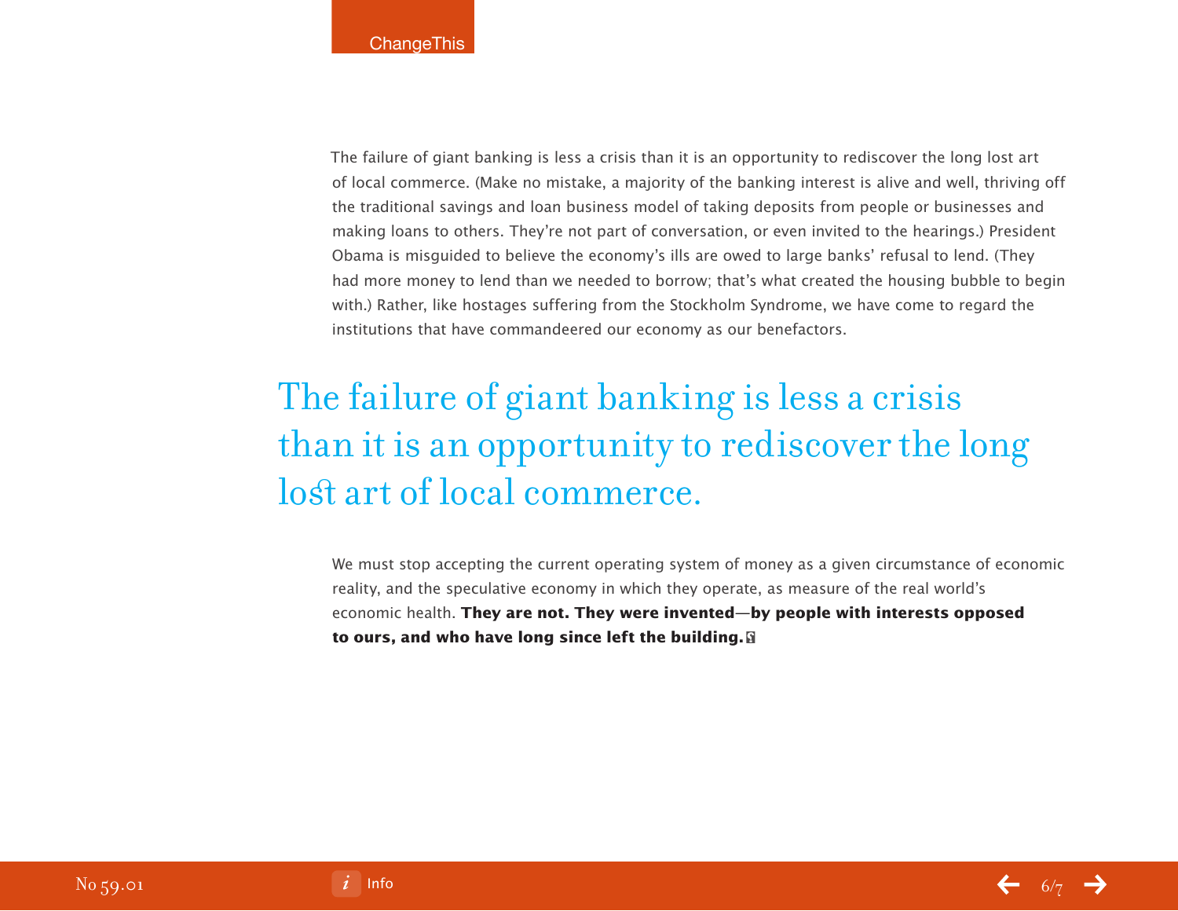The failure of giant banking is less a crisis than it is an opportunity to rediscover the long lost art of local commerce. (Make no mistake, a majority of the banking interest is alive and well, thriving off the traditional savings and loan business model of taking deposits from people or businesses and making loans to others. They're not part of conversation, or even invited to the hearings.) President Obama is misguided to believe the economy's ills are owed to large banks' refusal to lend. (They had more money to lend than we needed to borrow; that's what created the housing bubble to begin with.) Rather, like hostages suffering from the Stockholm Syndrome, we have come to regard the institutions that have commandeered our economy as our benefactors.

> The failure of giant banking is less a crisis than it is an opportunity to rediscover the long lost art of local commerce.

We must stop accepting the current operating system of money as a given circumstance of economic reality, and the speculative economy in which they operate, as measure of the real world's economic health. **They are not. They were invented—by people with interests opposed to ours, and who have long since left the building.**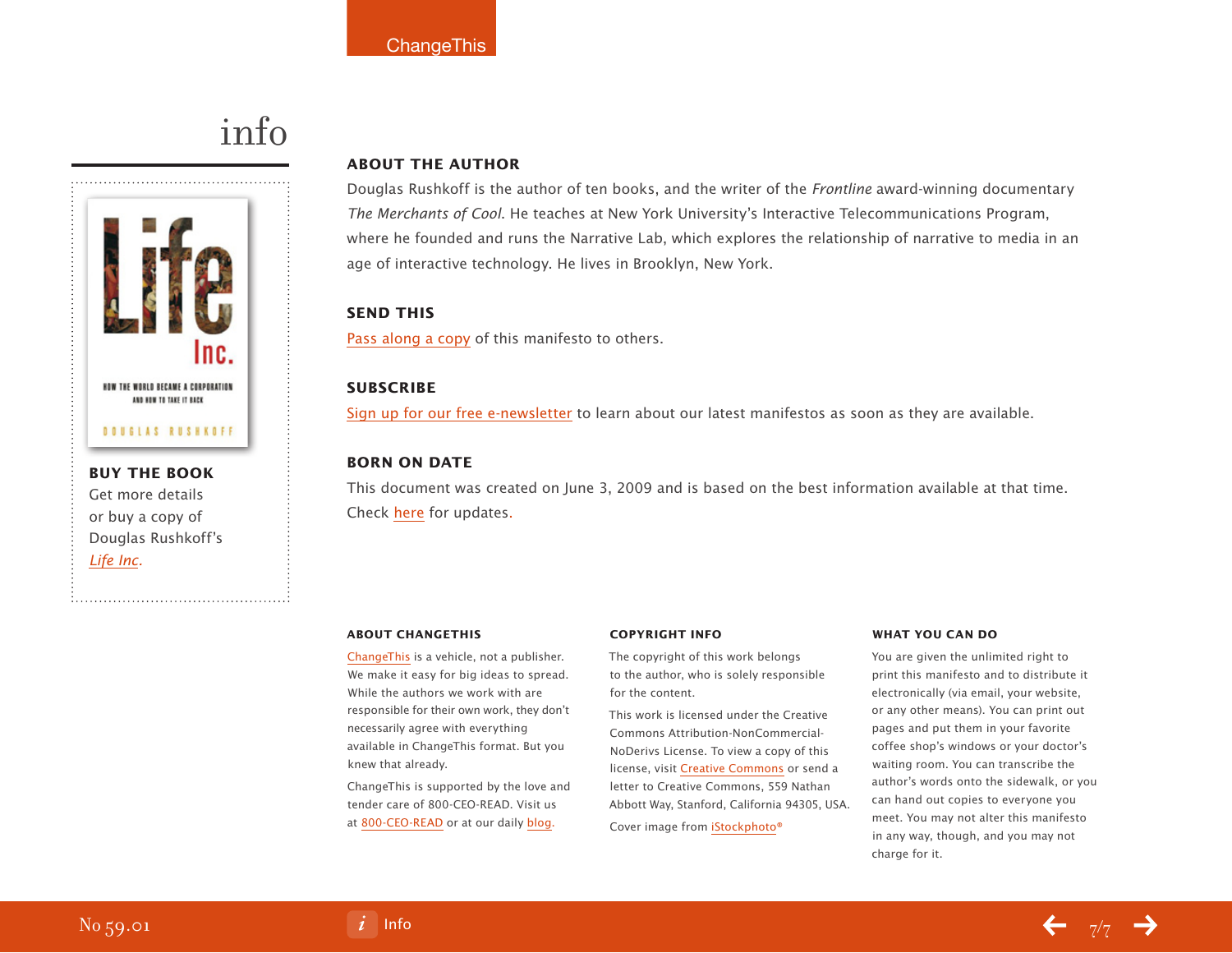# info

**BUY THE BOOK**
Get more details or buy a copy of Douglas Rushkoff's *Life Inc*.

## ABOUT THE AUTHOR

Douglas Rushkoff is the author of ten books, and the writer of the *Frontline* award-winning documentary *The Merchants of Cool*. He teaches at New York University's Interactive Telecommunications Program, where he founded and runs the Narrative Lab, which explores the relationship of narrative to media in an age of interactive technology. He lives in Brooklyn, New York.

## SEND THIS

Pass along a copy of this manifesto to others.

## SUBSCRIBE

Sign up for our free e-newsletter to learn about our latest manifestos as soon as they are available.

## BORN ON DATE

This document was created on June 3, 2009 and is based on the best information available at that time. Check here for updates.

### ABOUT CHANGETHIS

ChangeThis is a vehicle, not a publisher. We make it easy for big ideas to spread. While the authors we work with are responsible for their own work, they don't necessarily agree with everything available in ChangeThis format. But you knew that already.

ChangeThis is supported by the love and tender care of 800-CEO-READ. Visit us at 800-CEO-READ or at our daily blog.

### COPYRIGHT INFO

The copyright of this work belongs to the author, who is solely responsible for the content.

This work is licensed under the Creative Commons Attribution-NonCommercial-NoDerivs License. To view a copy of this license, visit Creative Commons or send a letter to Creative Commons, 559 Nathan Abbott Way, Stanford, California 94305, USA.

Cover image from iStockphoto®

### WHAT YOU CAN DO

You are given the unlimited right to print this manifesto and to distribute it electronically (via email, your website, or any other means). You can print out pages and put them in your favorite coffee shop's windows or your doctor's waiting room. You can transcribe the author's words onto the sidewalk, or you can hand out copies to everyone you meet. You may not alter this manifesto in any way, though, and you may not charge for it.